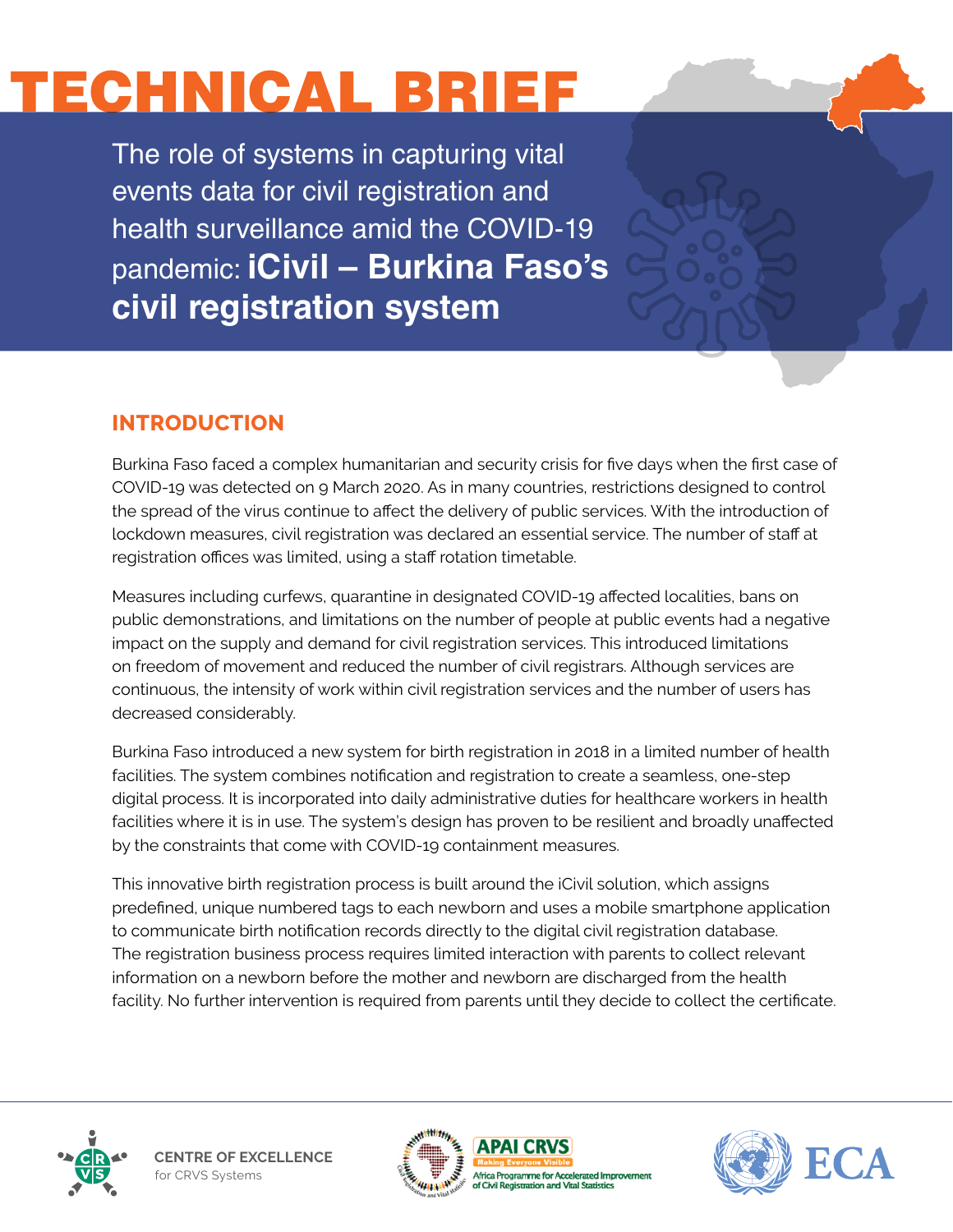# TECHNICAL BRIEF

## The role of systems in capturing vital events data for civil registration and health surveillance amid the COVID-19 pandemic: **iCivil – Burkina Faso's civil registration system**

### INTRODUCTION

Burkina Faso faced a complex humanitarian and security crisis for five days when the first case of COVID-19 was detected on 9 March 2020. As in many countries, restrictions designed to control the spread of the virus continue to affect the delivery of public services. With the introduction of lockdown measures, civil registration was declared an essential service. The number of staff at registration offices was limited, using a staff rotation timetable.

Measures including curfews, quarantine in designated COVID-19 affected localities, bans on public demonstrations, and limitations on the number of people at public events had a negative impact on the supply and demand for civil registration services. This introduced limitations on freedom of movement and reduced the number of civil registrars. Although services are continuous, the intensity of work within civil registration services and the number of users has decreased considerably.

Burkina Faso introduced a new system for birth registration in 2018 in a limited number of health facilities. The system combines notification and registration to create a seamless, one-step digital process. It is incorporated into daily administrative duties for healthcare workers in health facilities where it is in use. The system's design has proven to be resilient and broadly unaffected by the constraints that come with COVID-19 containment measures.

This innovative birth registration process is built around the iCivil solution, which assigns predefined, unique numbered tags to each newborn and uses a mobile smartphone application to communicate birth notification records directly to the digital civil registration database. The registration business process requires limited interaction with parents to collect relevant information on a newborn before the mother and newborn are discharged from the health facility. No further intervention is required from parents until they decide to collect the certificate.

CENTRE OF EXCELLENCE for CRVS Systems

APAI CRVS – Making Everyone Visible – Africa Programme for Accelerated Improvement of Civil Registration and Vital Statistics

ECA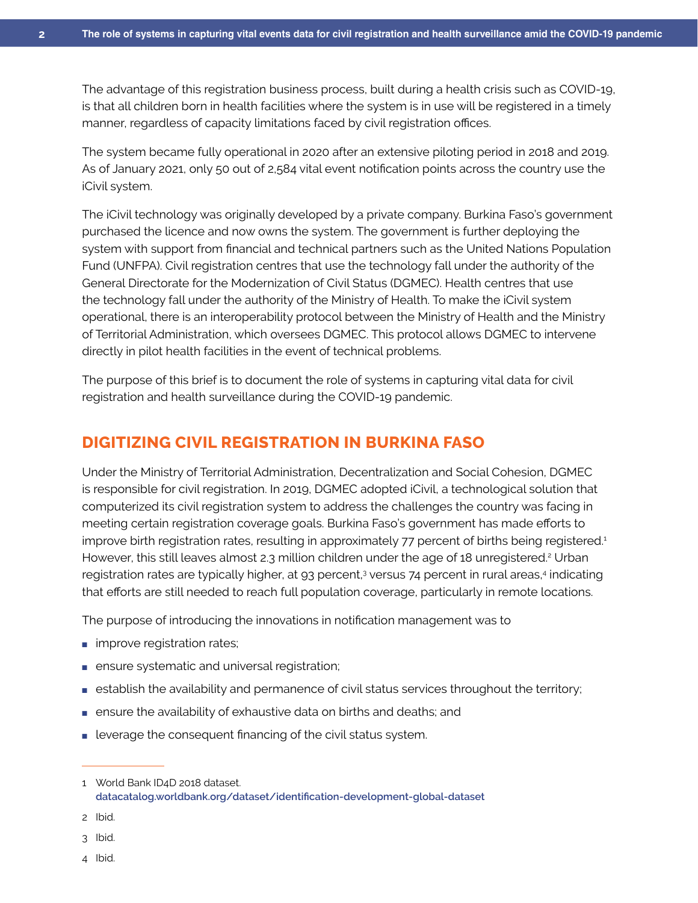The advantage of this registration business process, built during a health crisis such as COVID-19, is that all children born in health facilities where the system is in use will be registered in a timely manner, regardless of capacity limitations faced by civil registration offices.

The system became fully operational in 2020 after an extensive piloting period in 2018 and 2019. As of January 2021, only 50 out of 2,584 vital event notification points across the country use the iCivil system.

The iCivil technology was originally developed by a private company. Burkina Faso's government purchased the licence and now owns the system. The government is further deploying the system with support from financial and technical partners such as the United Nations Population Fund (UNFPA). Civil registration centres that use the technology fall under the authority of the General Directorate for the Modernization of Civil Status (DGMEC). Health centres that use the technology fall under the authority of the Ministry of Health. To make the iCivil system operational, there is an interoperability protocol between the Ministry of Health and the Ministry of Territorial Administration, which oversees DGMEC. This protocol allows DGMEC to intervene directly in pilot health facilities in the event of technical problems.

The purpose of this brief is to document the role of systems in capturing vital data for civil registration and health surveillance during the COVID-19 pandemic.

## DIGITIZING CIVIL REGISTRATION IN BURKINA FASO

Under the Ministry of Territorial Administration, Decentralization and Social Cohesion, DGMEC is responsible for civil registration. In 2019, DGMEC adopted iCivil, a technological solution that computerized its civil registration system to address the challenges the country was facing in meeting certain registration coverage goals. Burkina Faso's government has made efforts to improve birth registration rates, resulting in approximately 77 percent of births being registered.[1] However, this still leaves almost 2.3 million children under the age of 18 unregistered.[2] Urban registration rates are typically higher, at 93 percent,[3] versus 74 percent in rural areas,[4] indicating that efforts are still needed to reach full population coverage, particularly in remote locations.

The purpose of introducing the innovations in notification management was to

- improve registration rates;
- ensure systematic and universal registration;
- establish the availability and permanence of civil status services throughout the territory;
- ensure the availability of exhaustive data on births and deaths; and
- leverage the consequent financing of the civil status system.

---

1 World Bank ID4D 2018 dataset. datacatalog.worldbank.org/dataset/identification-development-global-dataset

2 Ibid.

3 Ibid.

4 Ibid.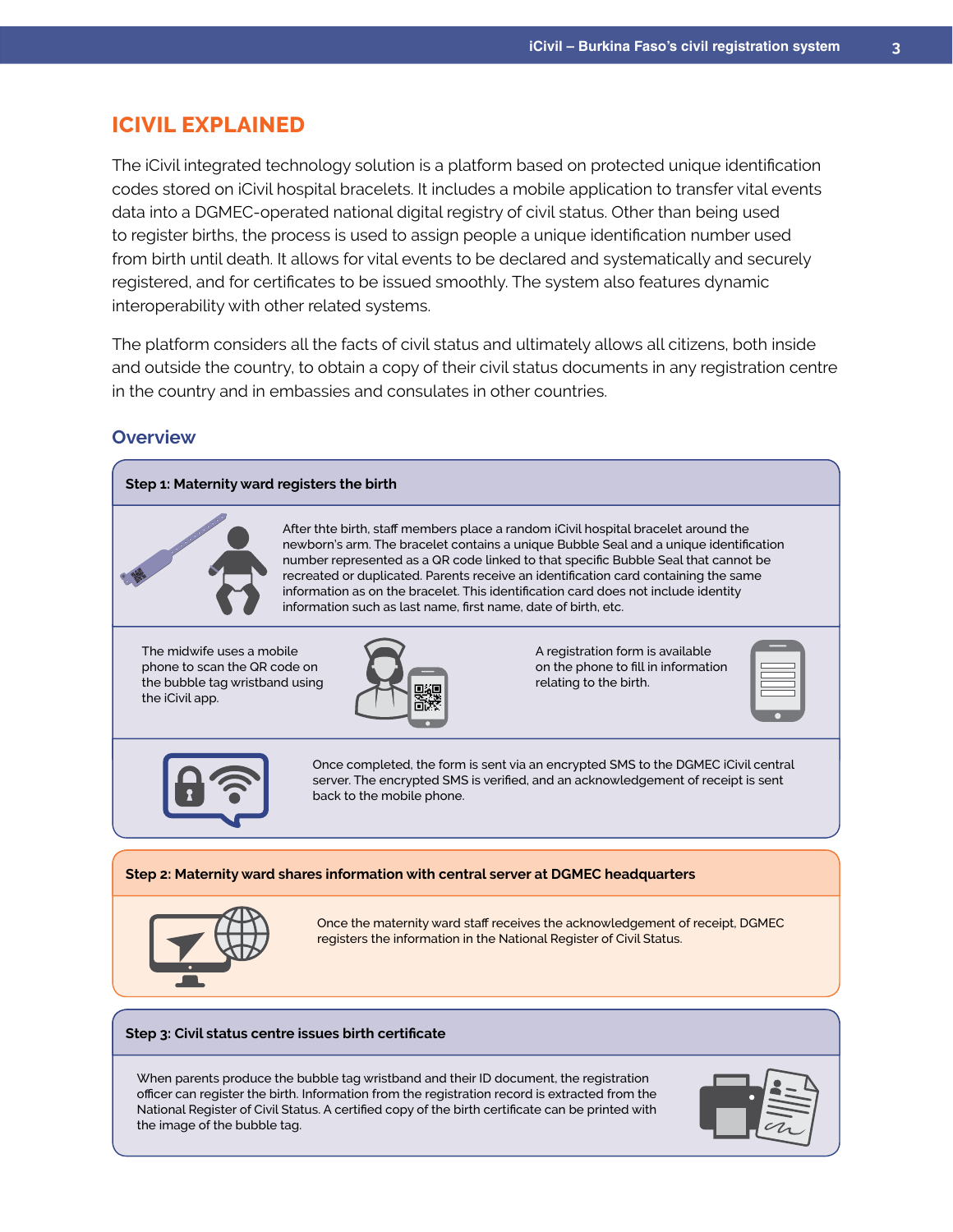## ICIVIL EXPLAINED

The iCivil integrated technology solution is a platform based on protected unique identification codes stored on iCivil hospital bracelets. It includes a mobile application to transfer vital events data into a DGMEC-operated national digital registry of civil status. Other than being used to register births, the process is used to assign people a unique identification number used from birth until death. It allows for vital events to be declared and systematically and securely registered, and for certificates to be issued smoothly. The system also features dynamic interoperability with other related systems.

The platform considers all the facts of civil status and ultimately allows all citizens, both inside and outside the country, to obtain a copy of their civil status documents in any registration centre in the country and in embassies and consulates in other countries.

### Overview

**Step 1: Maternity ward registers the birth**

After thte birth, staff members place a random iCivil hospital bracelet around the newborn's arm. The bracelet contains a unique Bubble Seal and a unique identification number represented as a QR code linked to that specific Bubble Seal that cannot be recreated or duplicated. Parents receive an identification card containing the same information as on the bracelet. This identification card does not include identity information such as last name, first name, date of birth, etc.

The midwife uses a mobile phone to scan the QR code on the bubble tag wristband using the iCivil app.

A registration form is available on the phone to fill in information relating to the birth.

Once completed, the form is sent via an encrypted SMS to the DGMEC iCivil central server. The encrypted SMS is verified, and an acknowledgement of receipt is sent back to the mobile phone.

**Step 2: Maternity ward shares information with central server at DGMEC headquarters**

Once the maternity ward staff receives the acknowledgement of receipt, DGMEC registers the information in the National Register of Civil Status.

**Step 3: Civil status centre issues birth certificate**

When parents produce the bubble tag wristband and their ID document, the registration officer can register the birth. Information from the registration record is extracted from the National Register of Civil Status. A certified copy of the birth certificate can be printed with the image of the bubble tag.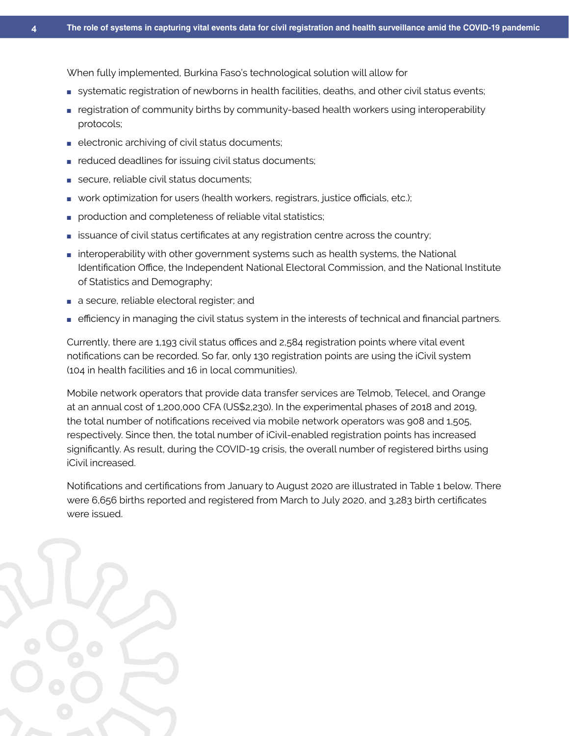When fully implemented, Burkina Faso's technological solution will allow for

- systematic registration of newborns in health facilities, deaths, and other civil status events;
- registration of community births by community-based health workers using interoperability protocols;
- electronic archiving of civil status documents;
- reduced deadlines for issuing civil status documents;
- secure, reliable civil status documents;
- work optimization for users (health workers, registrars, justice officials, etc.);
- production and completeness of reliable vital statistics;
- issuance of civil status certificates at any registration centre across the country;
- interoperability with other government systems such as health systems, the National Identification Office, the Independent National Electoral Commission, and the National Institute of Statistics and Demography;
- a secure, reliable electoral register; and
- efficiency in managing the civil status system in the interests of technical and financial partners.

Currently, there are 1,193 civil status offices and 2,584 registration points where vital event notifications can be recorded. So far, only 130 registration points are using the iCivil system (104 in health facilities and 16 in local communities).

Mobile network operators that provide data transfer services are Telmob, Telecel, and Orange at an annual cost of 1,200,000 CFA (US$2,230). In the experimental phases of 2018 and 2019, the total number of notifications received via mobile network operators was 908 and 1,505, respectively. Since then, the total number of iCivil-enabled registration points has increased significantly. As result, during the COVID-19 crisis, the overall number of registered births using iCivil increased.

Notifications and certifications from January to August 2020 are illustrated in Table 1 below. There were 6,656 births reported and registered from March to July 2020, and 3,283 birth certificates were issued.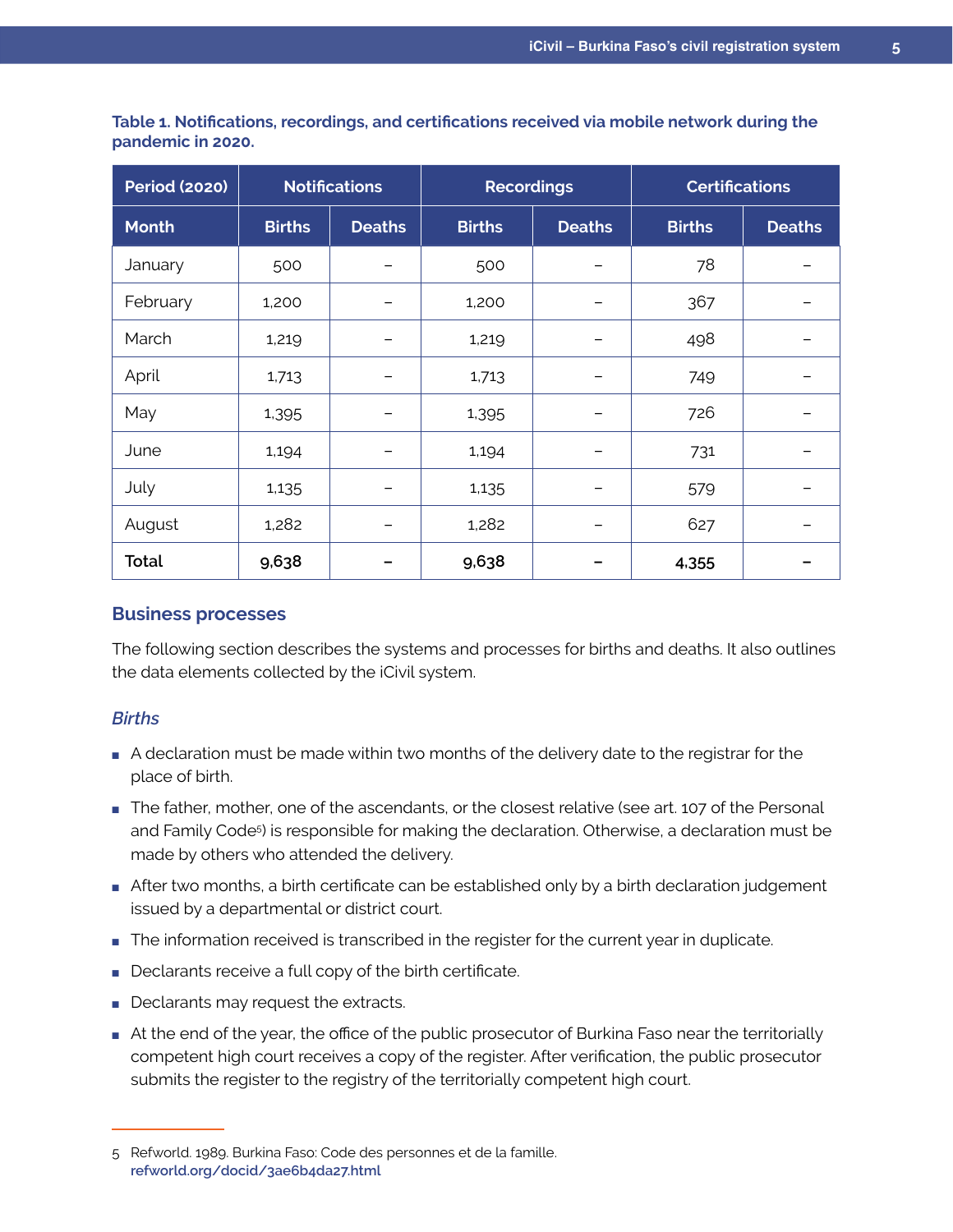**Table 1. Notifications, recordings, and certifications received via mobile network during the pandemic in 2020.**

| Period (2020) | Notifications | | Recordings | | Certifications | |
|---|---|---|---|---|---|---|
| Month | Births | Deaths | Births | Deaths | Births | Deaths |
| January | 500 | – | 500 | – | 78 | – |
| February | 1,200 | – | 1,200 | – | 367 | – |
| March | 1,219 | – | 1,219 | – | 498 | – |
| April | 1,713 | – | 1,713 | – | 749 | – |
| May | 1,395 | – | 1,395 | – | 726 | – |
| June | 1,194 | – | 1,194 | – | 731 | – |
| July | 1,135 | – | 1,135 | – | 579 | – |
| August | 1,282 | – | 1,282 | – | 627 | – |
| **Total** | **9,638** | **–** | **9,638** | **–** | **4,355** | **–** |

## Business processes

The following section describes the systems and processes for births and deaths. It also outlines the data elements collected by the iCivil system.

### *Births*

- A declaration must be made within two months of the delivery date to the registrar for the place of birth.
- The father, mother, one of the ascendants, or the closest relative (see art. 107 of the Personal and Family Code[5]) is responsible for making the declaration. Otherwise, a declaration must be made by others who attended the delivery.
- After two months, a birth certificate can be established only by a birth declaration judgement issued by a departmental or district court.
- The information received is transcribed in the register for the current year in duplicate.
- Declarants receive a full copy of the birth certificate.
- Declarants may request the extracts.
- At the end of the year, the office of the public prosecutor of Burkina Faso near the territorially competent high court receives a copy of the register. After verification, the public prosecutor submits the register to the registry of the territorially competent high court.

---

5 Refworld. 1989. Burkina Faso: Code des personnes et de la famille. refworld.org/docid/3ae6b4da27.html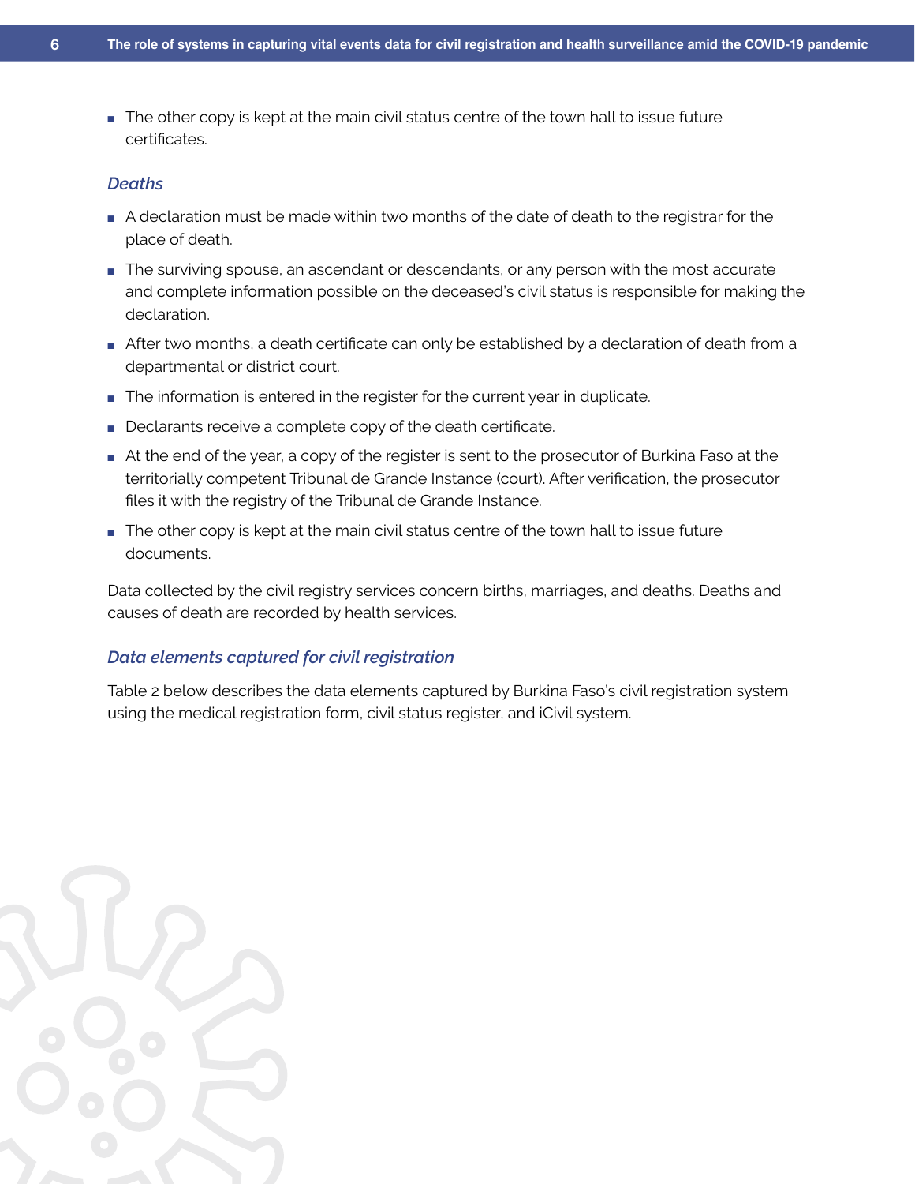- The other copy is kept at the main civil status centre of the town hall to issue future certificates.

### *Deaths*

- A declaration must be made within two months of the date of death to the registrar for the place of death.
- The surviving spouse, an ascendant or descendants, or any person with the most accurate and complete information possible on the deceased's civil status is responsible for making the declaration.
- After two months, a death certificate can only be established by a declaration of death from a departmental or district court.
- The information is entered in the register for the current year in duplicate.
- Declarants receive a complete copy of the death certificate.
- At the end of the year, a copy of the register is sent to the prosecutor of Burkina Faso at the territorially competent Tribunal de Grande Instance (court). After verification, the prosecutor files it with the registry of the Tribunal de Grande Instance.
- The other copy is kept at the main civil status centre of the town hall to issue future documents.

Data collected by the civil registry services concern births, marriages, and deaths. Deaths and causes of death are recorded by health services.

### *Data elements captured for civil registration*

Table 2 below describes the data elements captured by Burkina Faso's civil registration system using the medical registration form, civil status register, and iCivil system.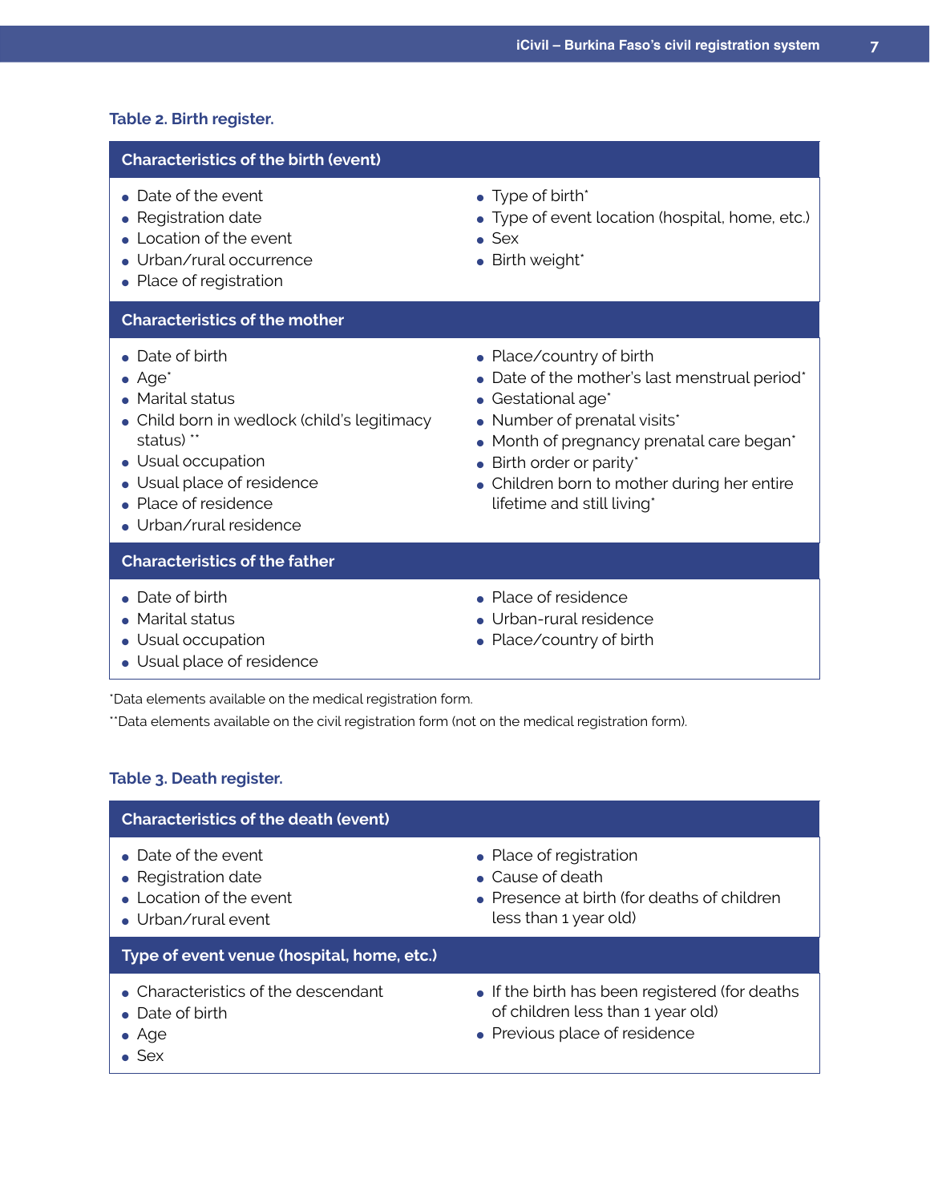**Table 2. Birth register.**

| Characteristics of the birth (event) | |
| --- | --- |
| • Date of the event<br>• Registration date<br>• Location of the event<br>• Urban/rural occurrence<br>• Place of registration | • Type of birth*<br>• Type of event location (hospital, home, etc.)<br>• Sex<br>• Birth weight* |
| **Characteristics of the mother** | |
| • Date of birth<br>• Age*<br>• Marital status<br>• Child born in wedlock (child's legitimacy status) **<br>• Usual occupation<br>• Usual place of residence<br>• Place of residence<br>• Urban/rural residence | • Place/country of birth<br>• Date of the mother's last menstrual period*<br>• Gestational age*<br>• Number of prenatal visits*<br>• Month of pregnancy prenatal care began*<br>• Birth order or parity*<br>• Children born to mother during her entire lifetime and still living* |
| **Characteristics of the father** | |
| • Date of birth<br>• Marital status<br>• Usual occupation<br>• Usual place of residence | • Place of residence<br>• Urban-rural residence<br>• Place/country of birth |

*Data elements available on the medical registration form.

**Data elements available on the civil registration form (not on the medical registration form).

**Table 3. Death register.**

| Characteristics of the death (event) | |
| --- | --- |
| • Date of the event<br>• Registration date<br>• Location of the event<br>• Urban/rural event | • Place of registration<br>• Cause of death<br>• Presence at birth (for deaths of children less than 1 year old) |
| **Type of event venue (hospital, home, etc.)** | |
| • Characteristics of the descendant<br>• Date of birth<br>• Age<br>• Sex | • If the birth has been registered (for deaths of children less than 1 year old)<br>• Previous place of residence |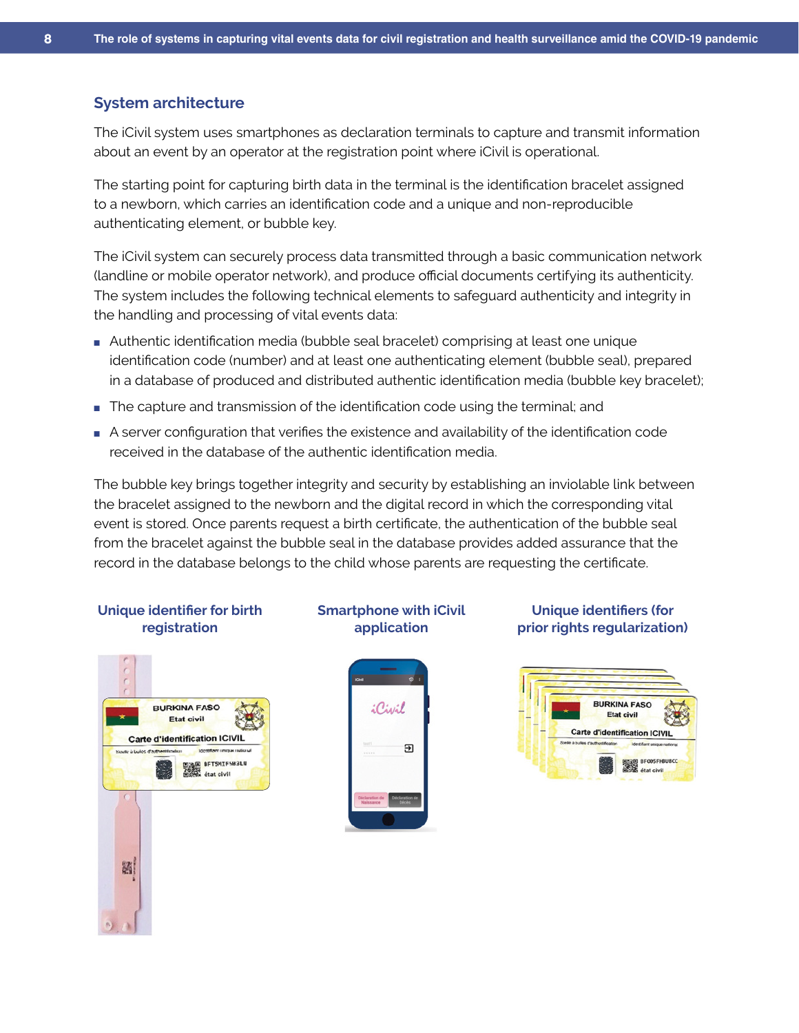## System architecture

The iCivil system uses smartphones as declaration terminals to capture and transmit information about an event by an operator at the registration point where iCivil is operational.

The starting point for capturing birth data in the terminal is the identification bracelet assigned to a newborn, which carries an identification code and a unique and non-reproducible authenticating element, or bubble key.

The iCivil system can securely process data transmitted through a basic communication network (landline or mobile operator network), and produce official documents certifying its authenticity. The system includes the following technical elements to safeguard authenticity and integrity in the handling and processing of vital events data:

- Authentic identification media (bubble seal bracelet) comprising at least one unique identification code (number) and at least one authenticating element (bubble seal), prepared in a database of produced and distributed authentic identification media (bubble key bracelet);
- The capture and transmission of the identification code using the terminal; and
- A server configuration that verifies the existence and availability of the identification code received in the database of the authentic identification media.

The bubble key brings together integrity and security by establishing an inviolable link between the bracelet assigned to the newborn and the digital record in which the corresponding vital event is stored. Once parents request a birth certificate, the authentication of the bubble seal from the bracelet against the bubble seal in the database provides added assurance that the record in the database belongs to the child whose parents are requesting the certificate.

**Unique identifier for birth registration**

**Smartphone with iCivil application**

**Unique identifiers (for prior rights regularization)**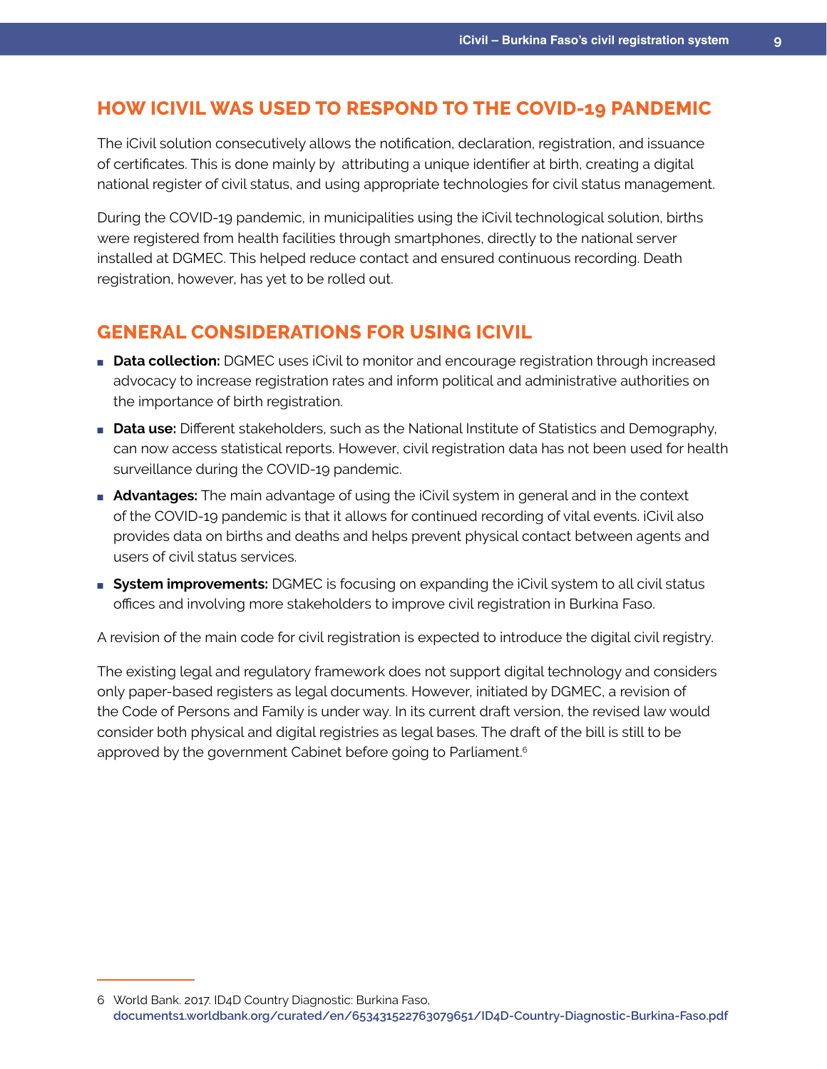## HOW ICIVIL WAS USED TO RESPOND TO THE COVID-19 PANDEMIC

The iCivil solution consecutively allows the notification, declaration, registration, and issuance of certificates. This is done mainly by attributing a unique identifier at birth, creating a digital national register of civil status, and using appropriate technologies for civil status management.

During the COVID-19 pandemic, in municipalities using the iCivil technological solution, births were registered from health facilities through smartphones, directly to the national server installed at DGMEC. This helped reduce contact and ensured continuous recording. Death registration, however, has yet to be rolled out.

## GENERAL CONSIDERATIONS FOR USING ICIVIL

- **Data collection:** DGMEC uses iCivil to monitor and encourage registration through increased advocacy to increase registration rates and inform political and administrative authorities on the importance of birth registration.
- **Data use:** Different stakeholders, such as the National Institute of Statistics and Demography, can now access statistical reports. However, civil registration data has not been used for health surveillance during the COVID-19 pandemic.
- **Advantages:** The main advantage of using the iCivil system in general and in the context of the COVID-19 pandemic is that it allows for continued recording of vital events. iCivil also provides data on births and deaths and helps prevent physical contact between agents and users of civil status services.
- **System improvements:** DGMEC is focusing on expanding the iCivil system to all civil status offices and involving more stakeholders to improve civil registration in Burkina Faso.

A revision of the main code for civil registration is expected to introduce the digital civil registry.

The existing legal and regulatory framework does not support digital technology and considers only paper-based registers as legal documents. However, initiated by DGMEC, a revision of the Code of Persons and Family is under way. In its current draft version, the revised law would consider both physical and digital registries as legal bases. The draft of the bill is still to be approved by the government Cabinet before going to Parliament.[6]

---

6 World Bank. 2017. ID4D Country Diagnostic: Burkina Faso, documents1.worldbank.org/curated/en/653431522763079651/ID4D-Country-Diagnostic-Burkina-Faso.pdf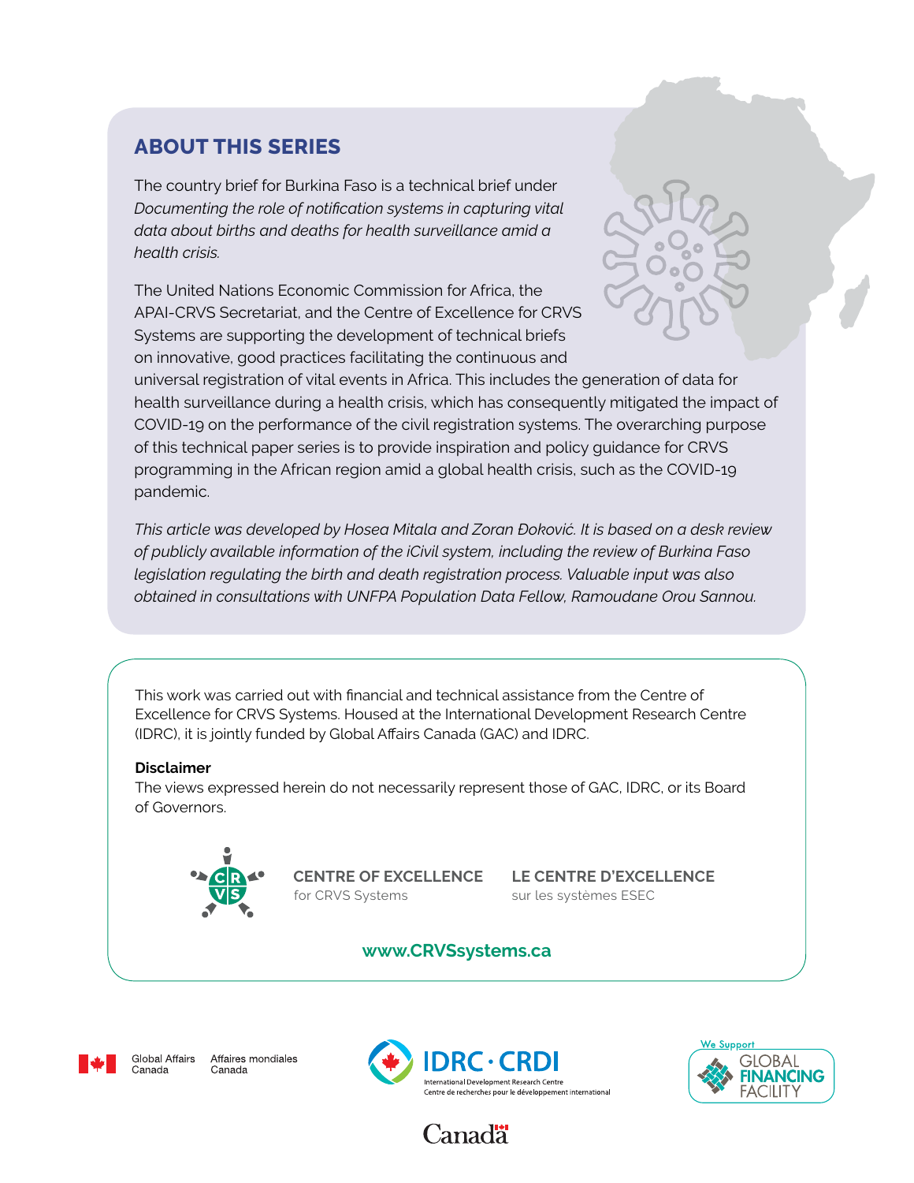## ABOUT THIS SERIES

The country brief for Burkina Faso is a technical brief under *Documenting the role of notification systems in capturing vital data about births and deaths for health surveillance amid a health crisis.*

The United Nations Economic Commission for Africa, the APAI-CRVS Secretariat, and the Centre of Excellence for CRVS Systems are supporting the development of technical briefs on innovative, good practices facilitating the continuous and universal registration of vital events in Africa. This includes the generation of data for health surveillance during a health crisis, which has consequently mitigated the impact of COVID-19 on the performance of the civil registration systems. The overarching purpose of this technical paper series is to provide inspiration and policy guidance for CRVS programming in the African region amid a global health crisis, such as the COVID-19 pandemic.

*This article was developed by Hosea Mitala and Zoran Đoković. It is based on a desk review of publicly available information of the iCivil system, including the review of Burkina Faso legislation regulating the birth and death registration process. Valuable input was also obtained in consultations with UNFPA Population Data Fellow, Ramoudane Orou Sannou.*

This work was carried out with financial and technical assistance from the Centre of Excellence for CRVS Systems. Housed at the International Development Research Centre (IDRC), it is jointly funded by Global Affairs Canada (GAC) and IDRC.

**Disclaimer**
The views expressed herein do not necessarily represent those of GAC, IDRC, or its Board of Governors.

**CENTRE OF EXCELLENCE** for CRVS Systems

**LE CENTRE D'EXCELLENCE** sur les systèmes ESEC

**www.CRVSsystems.ca**

Global Affairs Canada / Affaires mondiales Canada

IDRC · CRDI
International Development Research Centre
Centre de recherches pour le développement international

We Support GLOBAL FINANCING FACILITY

Canada